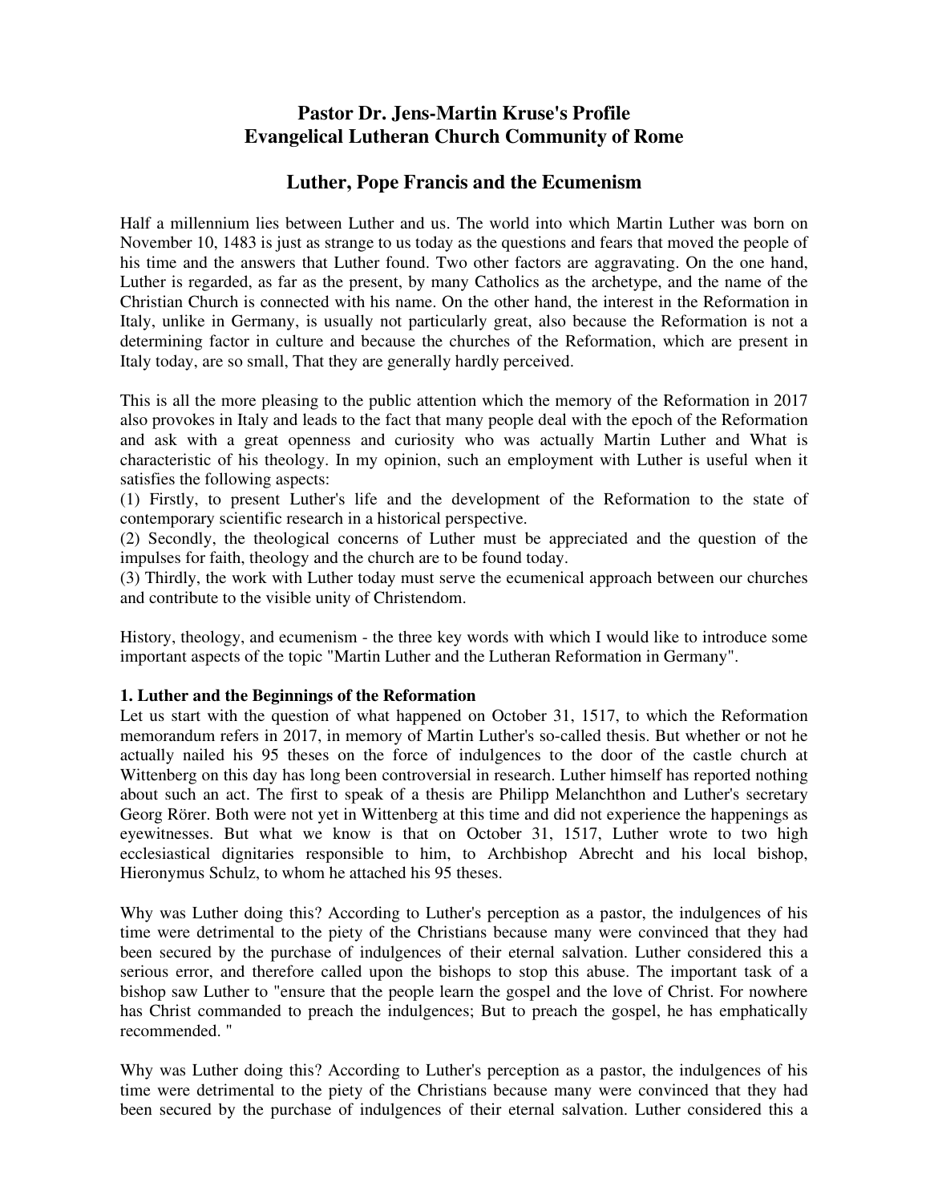# Pastor Dr. Jens-Martin Kruse's Profile
# Evangelical Lutheran Church Community of Rome

## Luther, Pope Francis and the Ecumenism

Half a millennium lies between Luther and us. The world into which Martin Luther was born on November 10, 1483 is just as strange to us today as the questions and fears that moved the people of his time and the answers that Luther found. Two other factors are aggravating. On the one hand, Luther is regarded, as far as the present, by many Catholics as the archetype, and the name of the Christian Church is connected with his name. On the other hand, the interest in the Reformation in Italy, unlike in Germany, is usually not particularly great, also because the Reformation is not a determining factor in culture and because the churches of the Reformation, which are present in Italy today, are so small, That they are generally hardly perceived.

This is all the more pleasing to the public attention which the memory of the Reformation in 2017 also provokes in Italy and leads to the fact that many people deal with the epoch of the Reformation and ask with a great openness and curiosity who was actually Martin Luther and What is characteristic of his theology. In my opinion, such an employment with Luther is useful when it satisfies the following aspects:

(1) Firstly, to present Luther's life and the development of the Reformation to the state of contemporary scientific research in a historical perspective.

(2) Secondly, the theological concerns of Luther must be appreciated and the question of the impulses for faith, theology and the church are to be found today.

(3) Thirdly, the work with Luther today must serve the ecumenical approach between our churches and contribute to the visible unity of Christendom.

History, theology, and ecumenism - the three key words with which I would like to introduce some important aspects of the topic "Martin Luther and the Lutheran Reformation in Germany".

**1. Luther and the Beginnings of the Reformation**

Let us start with the question of what happened on October 31, 1517, to which the Reformation memorandum refers in 2017, in memory of Martin Luther's so-called thesis. But whether or not he actually nailed his 95 theses on the force of indulgences to the door of the castle church at Wittenberg on this day has long been controversial in research. Luther himself has reported nothing about such an act. The first to speak of a thesis are Philipp Melanchthon and Luther's secretary Georg Rörer. Both were not yet in Wittenberg at this time and did not experience the happenings as eyewitnesses. But what we know is that on October 31, 1517, Luther wrote to two high ecclesiastical dignitaries responsible to him, to Archbishop Abrecht and his local bishop, Hieronymus Schulz, to whom he attached his 95 theses.

Why was Luther doing this? According to Luther's perception as a pastor, the indulgences of his time were detrimental to the piety of the Christians because many were convinced that they had been secured by the purchase of indulgences of their eternal salvation. Luther considered this a serious error, and therefore called upon the bishops to stop this abuse. The important task of a bishop saw Luther to "ensure that the people learn the gospel and the love of Christ. For nowhere has Christ commanded to preach the indulgences; But to preach the gospel, he has emphatically recommended. "

Why was Luther doing this? According to Luther's perception as a pastor, the indulgences of his time were detrimental to the piety of the Christians because many were convinced that they had been secured by the purchase of indulgences of their eternal salvation. Luther considered this a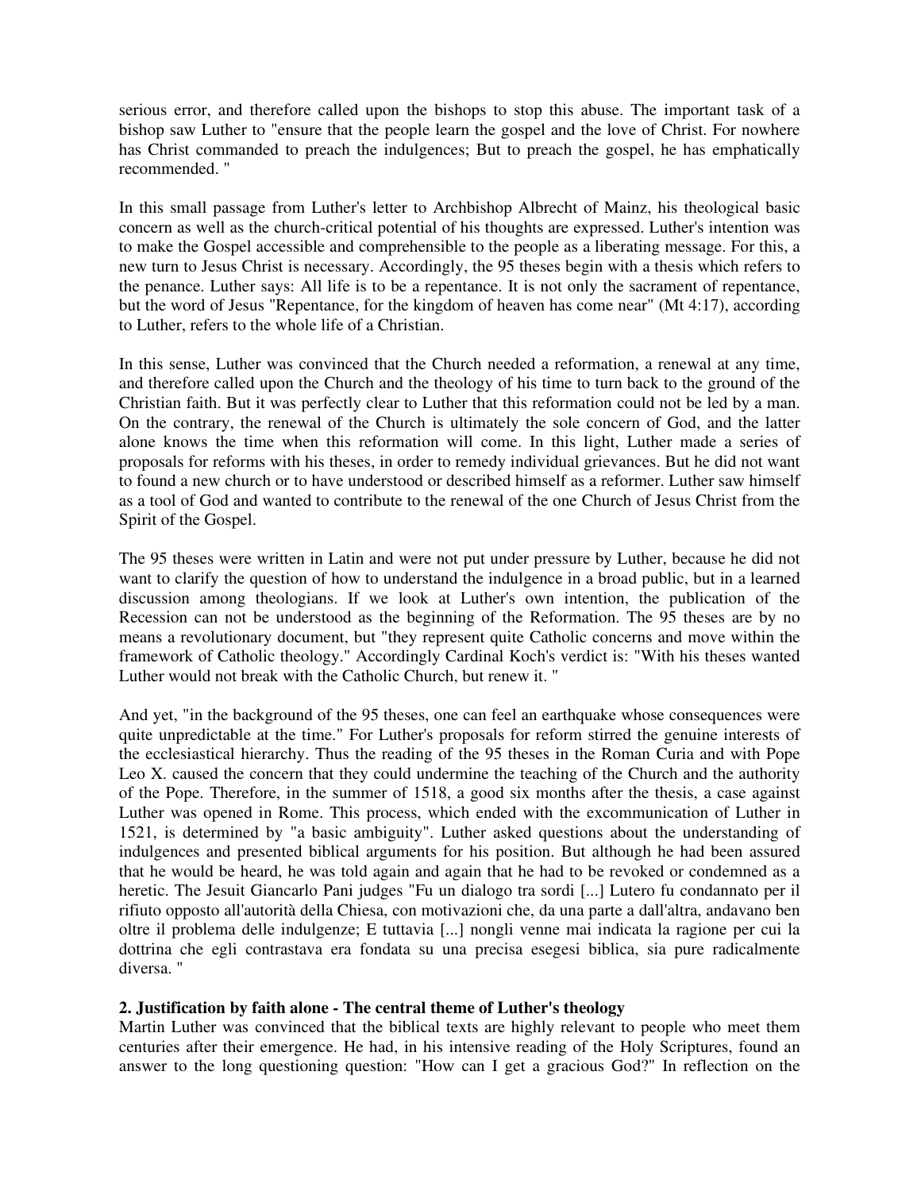serious error, and therefore called upon the bishops to stop this abuse. The important task of a bishop saw Luther to "ensure that the people learn the gospel and the love of Christ. For nowhere has Christ commanded to preach the indulgences; But to preach the gospel, he has emphatically recommended. "

In this small passage from Luther's letter to Archbishop Albrecht of Mainz, his theological basic concern as well as the church-critical potential of his thoughts are expressed. Luther's intention was to make the Gospel accessible and comprehensible to the people as a liberating message. For this, a new turn to Jesus Christ is necessary. Accordingly, the 95 theses begin with a thesis which refers to the penance. Luther says: All life is to be a repentance. It is not only the sacrament of repentance, but the word of Jesus "Repentance, for the kingdom of heaven has come near" (Mt 4:17), according to Luther, refers to the whole life of a Christian.

In this sense, Luther was convinced that the Church needed a reformation, a renewal at any time, and therefore called upon the Church and the theology of his time to turn back to the ground of the Christian faith. But it was perfectly clear to Luther that this reformation could not be led by a man. On the contrary, the renewal of the Church is ultimately the sole concern of God, and the latter alone knows the time when this reformation will come. In this light, Luther made a series of proposals for reforms with his theses, in order to remedy individual grievances. But he did not want to found a new church or to have understood or described himself as a reformer. Luther saw himself as a tool of God and wanted to contribute to the renewal of the one Church of Jesus Christ from the Spirit of the Gospel.

The 95 theses were written in Latin and were not put under pressure by Luther, because he did not want to clarify the question of how to understand the indulgence in a broad public, but in a learned discussion among theologians. If we look at Luther's own intention, the publication of the Recession can not be understood as the beginning of the Reformation. The 95 theses are by no means a revolutionary document, but "they represent quite Catholic concerns and move within the framework of Catholic theology." Accordingly Cardinal Koch's verdict is: "With his theses wanted Luther would not break with the Catholic Church, but renew it. "

And yet, "in the background of the 95 theses, one can feel an earthquake whose consequences were quite unpredictable at the time." For Luther's proposals for reform stirred the genuine interests of the ecclesiastical hierarchy. Thus the reading of the 95 theses in the Roman Curia and with Pope Leo X. caused the concern that they could undermine the teaching of the Church and the authority of the Pope. Therefore, in the summer of 1518, a good six months after the thesis, a case against Luther was opened in Rome. This process, which ended with the excommunication of Luther in 1521, is determined by "a basic ambiguity". Luther asked questions about the understanding of indulgences and presented biblical arguments for his position. But although he had been assured that he would be heard, he was told again and again that he had to be revoked or condemned as a heretic. The Jesuit Giancarlo Pani judges "Fu un dialogo tra sordi [...] Lutero fu condannato per il rifiuto opposto all'autorità della Chiesa, con motivazioni che, da una parte a dall'altra, andavano ben oltre il problema delle indulgenze; E tuttavia [...] nongli venne mai indicata la ragione per cui la dottrina che egli contrastava era fondata su una precisa esegesi biblica, sia pure radicalmente diversa. "

### 2. Justification by faith alone - The central theme of Luther's theology

Martin Luther was convinced that the biblical texts are highly relevant to people who meet them centuries after their emergence. He had, in his intensive reading of the Holy Scriptures, found an answer to the long questioning question: "How can I get a gracious God?" In reflection on the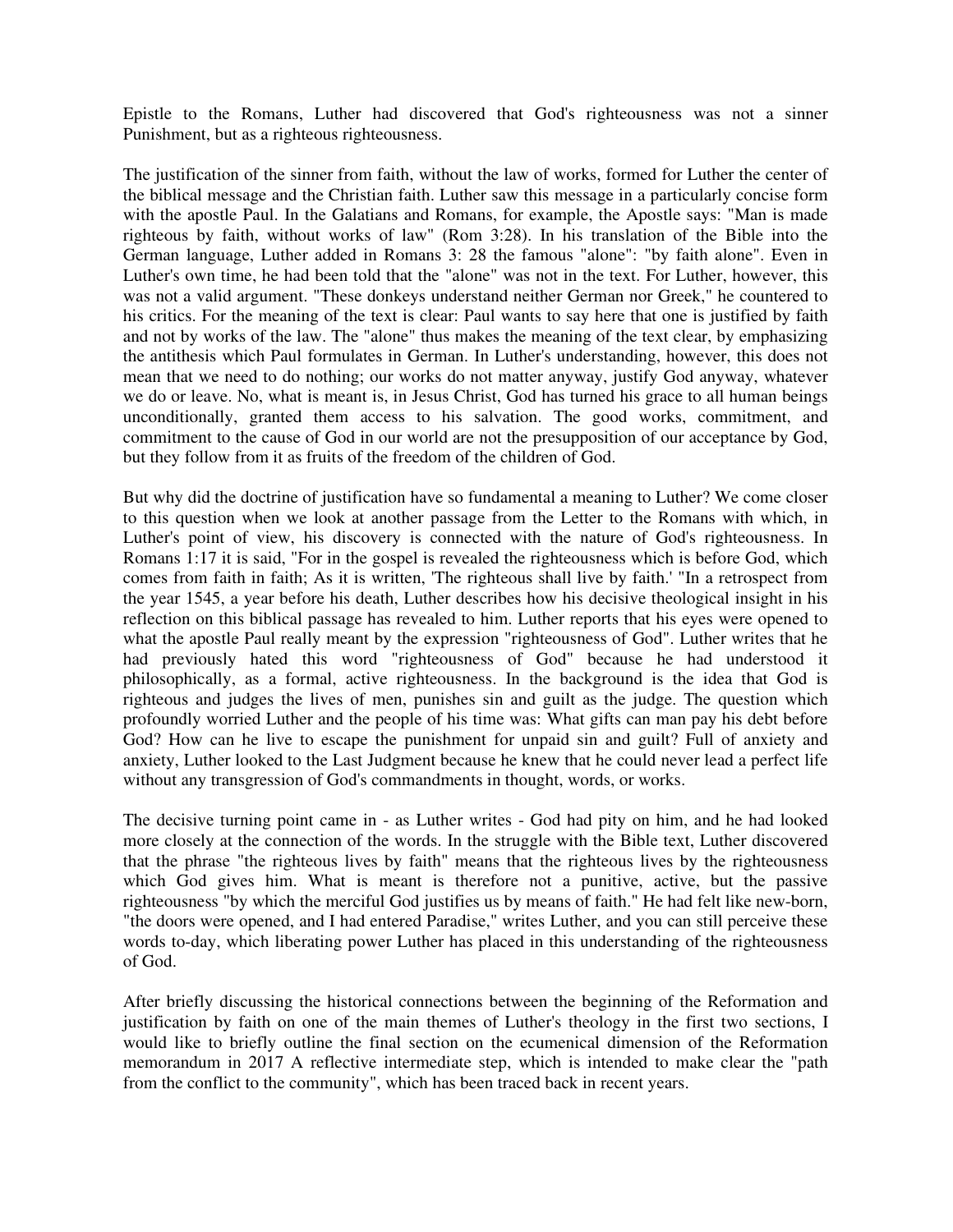Epistle to the Romans, Luther had discovered that God's righteousness was not a sinner Punishment, but as a righteous righteousness.

The justification of the sinner from faith, without the law of works, formed for Luther the center of the biblical message and the Christian faith. Luther saw this message in a particularly concise form with the apostle Paul. In the Galatians and Romans, for example, the Apostle says: "Man is made righteous by faith, without works of law" (Rom 3:28). In his translation of the Bible into the German language, Luther added in Romans 3: 28 the famous "alone": "by faith alone". Even in Luther's own time, he had been told that the "alone" was not in the text. For Luther, however, this was not a valid argument. "These donkeys understand neither German nor Greek," he countered to his critics. For the meaning of the text is clear: Paul wants to say here that one is justified by faith and not by works of the law. The "alone" thus makes the meaning of the text clear, by emphasizing the antithesis which Paul formulates in German. In Luther's understanding, however, this does not mean that we need to do nothing; our works do not matter anyway, justify God anyway, whatever we do or leave. No, what is meant is, in Jesus Christ, God has turned his grace to all human beings unconditionally, granted them access to his salvation. The good works, commitment, and commitment to the cause of God in our world are not the presupposition of our acceptance by God, but they follow from it as fruits of the freedom of the children of God.

But why did the doctrine of justification have so fundamental a meaning to Luther? We come closer to this question when we look at another passage from the Letter to the Romans with which, in Luther's point of view, his discovery is connected with the nature of God's righteousness. In Romans 1:17 it is said, "For in the gospel is revealed the righteousness which is before God, which comes from faith in faith; As it is written, 'The righteous shall live by faith.' "In a retrospect from the year 1545, a year before his death, Luther describes how his decisive theological insight in his reflection on this biblical passage has revealed to him. Luther reports that his eyes were opened to what the apostle Paul really meant by the expression "righteousness of God". Luther writes that he had previously hated this word "righteousness of God" because he had understood it philosophically, as a formal, active righteousness. In the background is the idea that God is righteous and judges the lives of men, punishes sin and guilt as the judge. The question which profoundly worried Luther and the people of his time was: What gifts can man pay his debt before God? How can he live to escape the punishment for unpaid sin and guilt? Full of anxiety and anxiety, Luther looked to the Last Judgment because he knew that he could never lead a perfect life without any transgression of God's commandments in thought, words, or works.

The decisive turning point came in - as Luther writes - God had pity on him, and he had looked more closely at the connection of the words. In the struggle with the Bible text, Luther discovered that the phrase "the righteous lives by faith" means that the righteous lives by the righteousness which God gives him. What is meant is therefore not a punitive, active, but the passive righteousness "by which the merciful God justifies us by means of faith." He had felt like new-born, "the doors were opened, and I had entered Paradise," writes Luther, and you can still perceive these words to-day, which liberating power Luther has placed in this understanding of the righteousness of God.

After briefly discussing the historical connections between the beginning of the Reformation and justification by faith on one of the main themes of Luther's theology in the first two sections, I would like to briefly outline the final section on the ecumenical dimension of the Reformation memorandum in 2017 A reflective intermediate step, which is intended to make clear the "path from the conflict to the community", which has been traced back in recent years.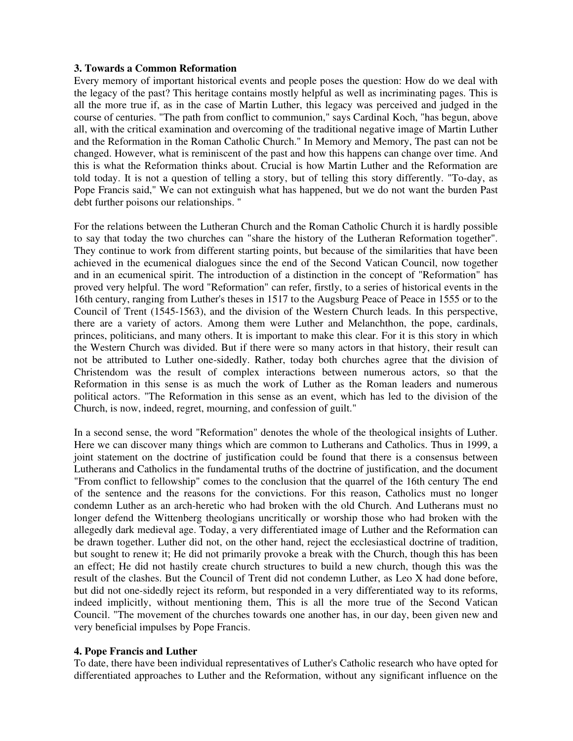### 3. Towards a Common Reformation

Every memory of important historical events and people poses the question: How do we deal with the legacy of the past? This heritage contains mostly helpful as well as incriminating pages. This is all the more true if, as in the case of Martin Luther, this legacy was perceived and judged in the course of centuries. "The path from conflict to communion," says Cardinal Koch, "has begun, above all, with the critical examination and overcoming of the traditional negative image of Martin Luther and the Reformation in the Roman Catholic Church." In Memory and Memory, The past can not be changed. However, what is reminiscent of the past and how this happens can change over time. And this is what the Reformation thinks about. Crucial is how Martin Luther and the Reformation are told today. It is not a question of telling a story, but of telling this story differently. "To-day, as Pope Francis said," We can not extinguish what has happened, but we do not want the burden Past debt further poisons our relationships. "

For the relations between the Lutheran Church and the Roman Catholic Church it is hardly possible to say that today the two churches can "share the history of the Lutheran Reformation together". They continue to work from different starting points, but because of the similarities that have been achieved in the ecumenical dialogues since the end of the Second Vatican Council, now together and in an ecumenical spirit. The introduction of a distinction in the concept of "Reformation" has proved very helpful. The word "Reformation" can refer, firstly, to a series of historical events in the 16th century, ranging from Luther's theses in 1517 to the Augsburg Peace of Peace in 1555 or to the Council of Trent (1545-1563), and the division of the Western Church leads. In this perspective, there are a variety of actors. Among them were Luther and Melanchthon, the pope, cardinals, princes, politicians, and many others. It is important to make this clear. For it is this story in which the Western Church was divided. But if there were so many actors in that history, their result can not be attributed to Luther one-sidedly. Rather, today both churches agree that the division of Christendom was the result of complex interactions between numerous actors, so that the Reformation in this sense is as much the work of Luther as the Roman leaders and numerous political actors. "The Reformation in this sense as an event, which has led to the division of the Church, is now, indeed, regret, mourning, and confession of guilt."

In a second sense, the word "Reformation" denotes the whole of the theological insights of Luther. Here we can discover many things which are common to Lutherans and Catholics. Thus in 1999, a joint statement on the doctrine of justification could be found that there is a consensus between Lutherans and Catholics in the fundamental truths of the doctrine of justification, and the document "From conflict to fellowship" comes to the conclusion that the quarrel of the 16th century The end of the sentence and the reasons for the convictions. For this reason, Catholics must no longer condemn Luther as an arch-heretic who had broken with the old Church. And Lutherans must no longer defend the Wittenberg theologians uncritically or worship those who had broken with the allegedly dark medieval age. Today, a very differentiated image of Luther and the Reformation can be drawn together. Luther did not, on the other hand, reject the ecclesiastical doctrine of tradition, but sought to renew it; He did not primarily provoke a break with the Church, though this has been an effect; He did not hastily create church structures to build a new church, though this was the result of the clashes. But the Council of Trent did not condemn Luther, as Leo X had done before, but did not one-sidedly reject its reform, but responded in a very differentiated way to its reforms, indeed implicitly, without mentioning them, This is all the more true of the Second Vatican Council. "The movement of the churches towards one another has, in our day, been given new and very beneficial impulses by Pope Francis.

### 4. Pope Francis and Luther

To date, there have been individual representatives of Luther's Catholic research who have opted for differentiated approaches to Luther and the Reformation, without any significant influence on the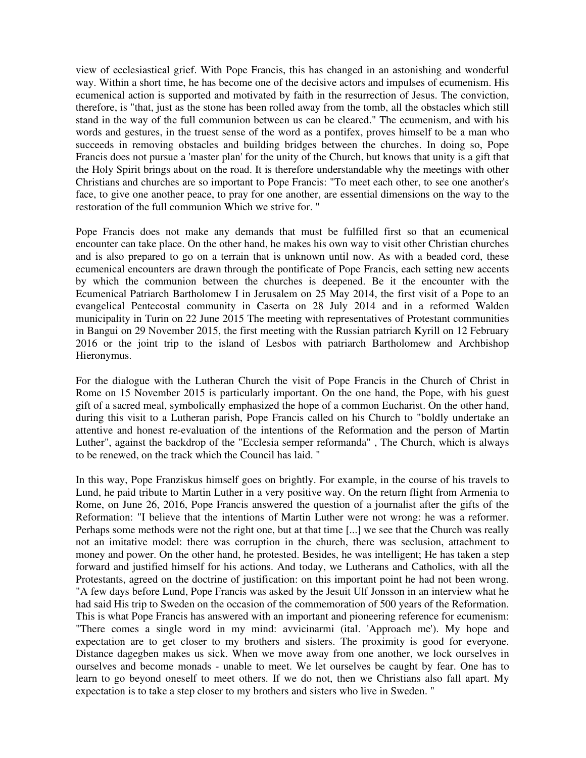view of ecclesiastical grief. With Pope Francis, this has changed in an astonishing and wonderful way. Within a short time, he has become one of the decisive actors and impulses of ecumenism. His ecumenical action is supported and motivated by faith in the resurrection of Jesus. The conviction, therefore, is "that, just as the stone has been rolled away from the tomb, all the obstacles which still stand in the way of the full communion between us can be cleared." The ecumenism, and with his words and gestures, in the truest sense of the word as a pontifex, proves himself to be a man who succeeds in removing obstacles and building bridges between the churches. In doing so, Pope Francis does not pursue a 'master plan' for the unity of the Church, but knows that unity is a gift that the Holy Spirit brings about on the road. It is therefore understandable why the meetings with other Christians and churches are so important to Pope Francis: "To meet each other, to see one another's face, to give one another peace, to pray for one another, are essential dimensions on the way to the restoration of the full communion Which we strive for. "

Pope Francis does not make any demands that must be fulfilled first so that an ecumenical encounter can take place. On the other hand, he makes his own way to visit other Christian churches and is also prepared to go on a terrain that is unknown until now. As with a beaded cord, these ecumenical encounters are drawn through the pontificate of Pope Francis, each setting new accents by which the communion between the churches is deepened. Be it the encounter with the Ecumenical Patriarch Bartholomew I in Jerusalem on 25 May 2014, the first visit of a Pope to an evangelical Pentecostal community in Caserta on 28 July 2014 and in a reformed Walden municipality in Turin on 22 June 2015 The meeting with representatives of Protestant communities in Bangui on 29 November 2015, the first meeting with the Russian patriarch Kyrill on 12 February 2016 or the joint trip to the island of Lesbos with patriarch Bartholomew and Archbishop Hieronymus.

For the dialogue with the Lutheran Church the visit of Pope Francis in the Church of Christ in Rome on 15 November 2015 is particularly important. On the one hand, the Pope, with his guest gift of a sacred meal, symbolically emphasized the hope of a common Eucharist. On the other hand, during this visit to a Lutheran parish, Pope Francis called on his Church to "boldly undertake an attentive and honest re-evaluation of the intentions of the Reformation and the person of Martin Luther", against the backdrop of the "Ecclesia semper reformanda" , The Church, which is always to be renewed, on the track which the Council has laid. "

In this way, Pope Franziskus himself goes on brightly. For example, in the course of his travels to Lund, he paid tribute to Martin Luther in a very positive way. On the return flight from Armenia to Rome, on June 26, 2016, Pope Francis answered the question of a journalist after the gifts of the Reformation: "I believe that the intentions of Martin Luther were not wrong: he was a reformer. Perhaps some methods were not the right one, but at that time [...] we see that the Church was really not an imitative model: there was corruption in the church, there was seclusion, attachment to money and power. On the other hand, he protested. Besides, he was intelligent; He has taken a step forward and justified himself for his actions. And today, we Lutherans and Catholics, with all the Protestants, agreed on the doctrine of justification: on this important point he had not been wrong. "A few days before Lund, Pope Francis was asked by the Jesuit Ulf Jonsson in an interview what he had said His trip to Sweden on the occasion of the commemoration of 500 years of the Reformation. This is what Pope Francis has answered with an important and pioneering reference for ecumenism: "There comes a single word in my mind: avvicinarmi (ital. 'Approach me'). My hope and expectation are to get closer to my brothers and sisters. The proximity is good for everyone. Distance dagegben makes us sick. When we move away from one another, we lock ourselves in ourselves and become monads - unable to meet. We let ourselves be caught by fear. One has to learn to go beyond oneself to meet others. If we do not, then we Christians also fall apart. My expectation is to take a step closer to my brothers and sisters who live in Sweden. "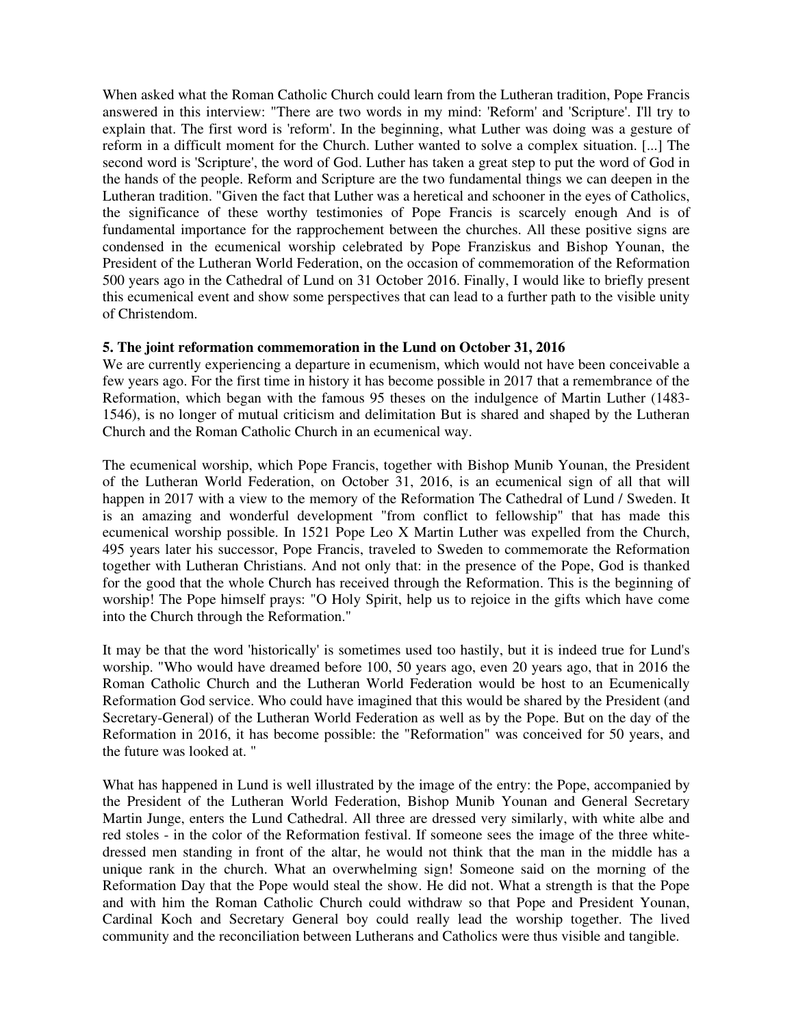When asked what the Roman Catholic Church could learn from the Lutheran tradition, Pope Francis answered in this interview: "There are two words in my mind: 'Reform' and 'Scripture'. I'll try to explain that. The first word is 'reform'. In the beginning, what Luther was doing was a gesture of reform in a difficult moment for the Church. Luther wanted to solve a complex situation. [...] The second word is 'Scripture', the word of God. Luther has taken a great step to put the word of God in the hands of the people. Reform and Scripture are the two fundamental things we can deepen in the Lutheran tradition. "Given the fact that Luther was a heretical and schooner in the eyes of Catholics, the significance of these worthy testimonies of Pope Francis is scarcely enough And is of fundamental importance for the rapprochement between the churches. All these positive signs are condensed in the ecumenical worship celebrated by Pope Franziskus and Bishop Younan, the President of the Lutheran World Federation, on the occasion of commemoration of the Reformation 500 years ago in the Cathedral of Lund on 31 October 2016. Finally, I would like to briefly present this ecumenical event and show some perspectives that can lead to a further path to the visible unity of Christendom.

**5. The joint reformation commemoration in the Lund on October 31, 2016**

We are currently experiencing a departure in ecumenism, which would not have been conceivable a few years ago. For the first time in history it has become possible in 2017 that a remembrance of the Reformation, which began with the famous 95 theses on the indulgence of Martin Luther (1483-1546), is no longer of mutual criticism and delimitation But is shared and shaped by the Lutheran Church and the Roman Catholic Church in an ecumenical way.

The ecumenical worship, which Pope Francis, together with Bishop Munib Younan, the President of the Lutheran World Federation, on October 31, 2016, is an ecumenical sign of all that will happen in 2017 with a view to the memory of the Reformation The Cathedral of Lund / Sweden. It is an amazing and wonderful development "from conflict to fellowship" that has made this ecumenical worship possible. In 1521 Pope Leo X Martin Luther was expelled from the Church, 495 years later his successor, Pope Francis, traveled to Sweden to commemorate the Reformation together with Lutheran Christians. And not only that: in the presence of the Pope, God is thanked for the good that the whole Church has received through the Reformation. This is the beginning of worship! The Pope himself prays: "O Holy Spirit, help us to rejoice in the gifts which have come into the Church through the Reformation."

It may be that the word 'historically' is sometimes used too hastily, but it is indeed true for Lund's worship. "Who would have dreamed before 100, 50 years ago, even 20 years ago, that in 2016 the Roman Catholic Church and the Lutheran World Federation would be host to an Ecumenically Reformation God service. Who could have imagined that this would be shared by the President (and Secretary-General) of the Lutheran World Federation as well as by the Pope. But on the day of the Reformation in 2016, it has become possible: the "Reformation" was conceived for 50 years, and the future was looked at. "

What has happened in Lund is well illustrated by the image of the entry: the Pope, accompanied by the President of the Lutheran World Federation, Bishop Munib Younan and General Secretary Martin Junge, enters the Lund Cathedral. All three are dressed very similarly, with white albe and red stoles - in the color of the Reformation festival. If someone sees the image of the three white-dressed men standing in front of the altar, he would not think that the man in the middle has a unique rank in the church. What an overwhelming sign! Someone said on the morning of the Reformation Day that the Pope would steal the show. He did not. What a strength is that the Pope and with him the Roman Catholic Church could withdraw so that Pope and President Younan, Cardinal Koch and Secretary General boy could really lead the worship together. The lived community and the reconciliation between Lutherans and Catholics were thus visible and tangible.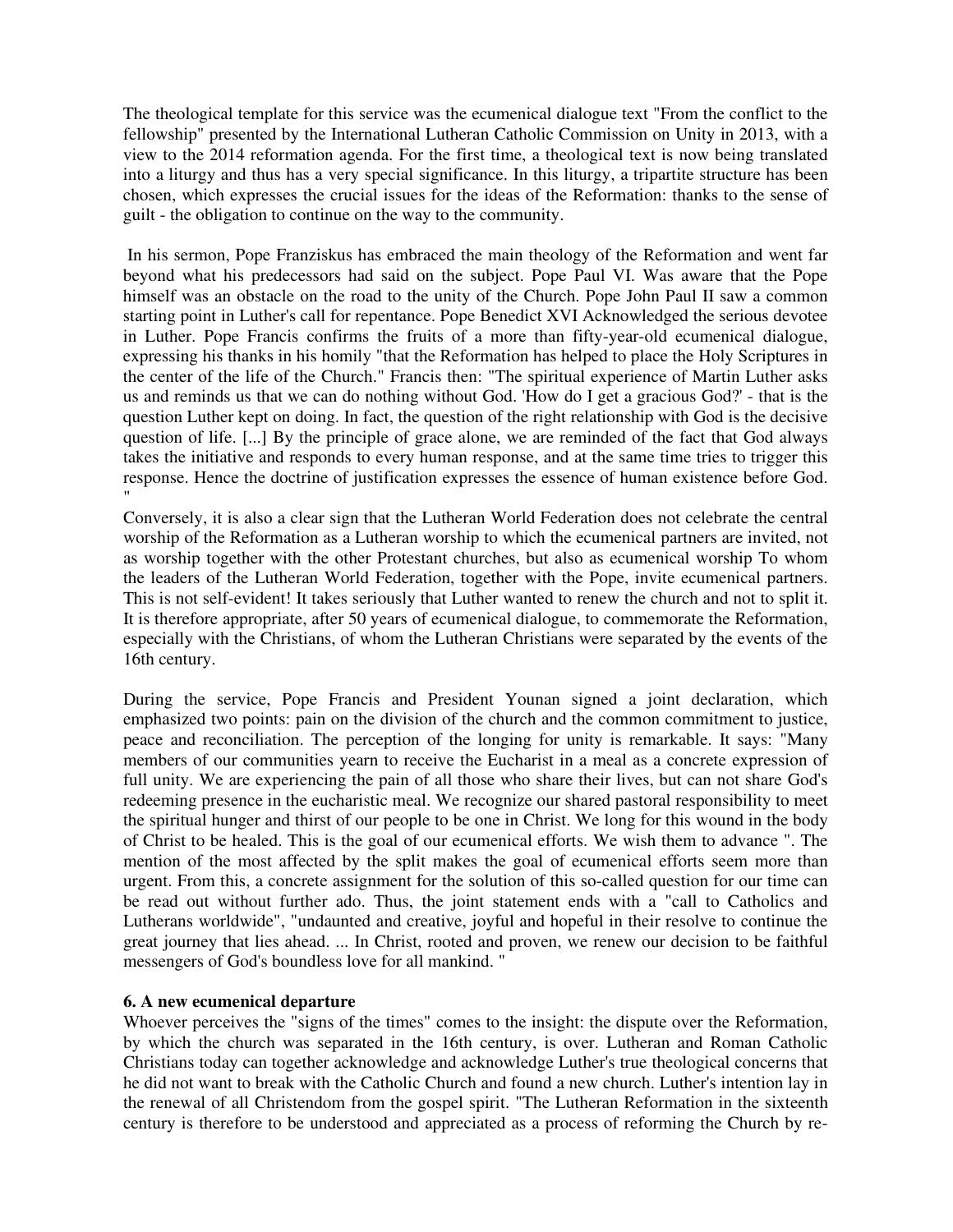The theological template for this service was the ecumenical dialogue text "From the conflict to the fellowship" presented by the International Lutheran Catholic Commission on Unity in 2013, with a view to the 2014 reformation agenda. For the first time, a theological text is now being translated into a liturgy and thus has a very special significance. In this liturgy, a tripartite structure has been chosen, which expresses the crucial issues for the ideas of the Reformation: thanks to the sense of guilt - the obligation to continue on the way to the community.

In his sermon, Pope Franziskus has embraced the main theology of the Reformation and went far beyond what his predecessors had said on the subject. Pope Paul VI. Was aware that the Pope himself was an obstacle on the road to the unity of the Church. Pope John Paul II saw a common starting point in Luther's call for repentance. Pope Benedict XVI Acknowledged the serious devotee in Luther. Pope Francis confirms the fruits of a more than fifty-year-old ecumenical dialogue, expressing his thanks in his homily "that the Reformation has helped to place the Holy Scriptures in the center of the life of the Church." Francis then: "The spiritual experience of Martin Luther asks us and reminds us that we can do nothing without God. 'How do I get a gracious God?' - that is the question Luther kept on doing. In fact, the question of the right relationship with God is the decisive question of life. [...] By the principle of grace alone, we are reminded of the fact that God always takes the initiative and responds to every human response, and at the same time tries to trigger this response. Hence the doctrine of justification expresses the essence of human existence before God. "

Conversely, it is also a clear sign that the Lutheran World Federation does not celebrate the central worship of the Reformation as a Lutheran worship to which the ecumenical partners are invited, not as worship together with the other Protestant churches, but also as ecumenical worship To whom the leaders of the Lutheran World Federation, together with the Pope, invite ecumenical partners. This is not self-evident! It takes seriously that Luther wanted to renew the church and not to split it. It is therefore appropriate, after 50 years of ecumenical dialogue, to commemorate the Reformation, especially with the Christians, of whom the Lutheran Christians were separated by the events of the 16th century.

During the service, Pope Francis and President Younan signed a joint declaration, which emphasized two points: pain on the division of the church and the common commitment to justice, peace and reconciliation. The perception of the longing for unity is remarkable. It says: "Many members of our communities yearn to receive the Eucharist in a meal as a concrete expression of full unity. We are experiencing the pain of all those who share their lives, but can not share God's redeeming presence in the eucharistic meal. We recognize our shared pastoral responsibility to meet the spiritual hunger and thirst of our people to be one in Christ. We long for this wound in the body of Christ to be healed. This is the goal of our ecumenical efforts. We wish them to advance ". The mention of the most affected by the split makes the goal of ecumenical efforts seem more than urgent. From this, a concrete assignment for the solution of this so-called question for our time can be read out without further ado. Thus, the joint statement ends with a "call to Catholics and Lutherans worldwide", "undaunted and creative, joyful and hopeful in their resolve to continue the great journey that lies ahead. ... In Christ, rooted and proven, we renew our decision to be faithful messengers of God's boundless love for all mankind. "

**6. A new ecumenical departure**

Whoever perceives the "signs of the times" comes to the insight: the dispute over the Reformation, by which the church was separated in the 16th century, is over. Lutheran and Roman Catholic Christians today can together acknowledge and acknowledge Luther's true theological concerns that he did not want to break with the Catholic Church and found a new church. Luther's intention lay in the renewal of all Christendom from the gospel spirit. "The Lutheran Reformation in the sixteenth century is therefore to be understood and appreciated as a process of reforming the Church by re-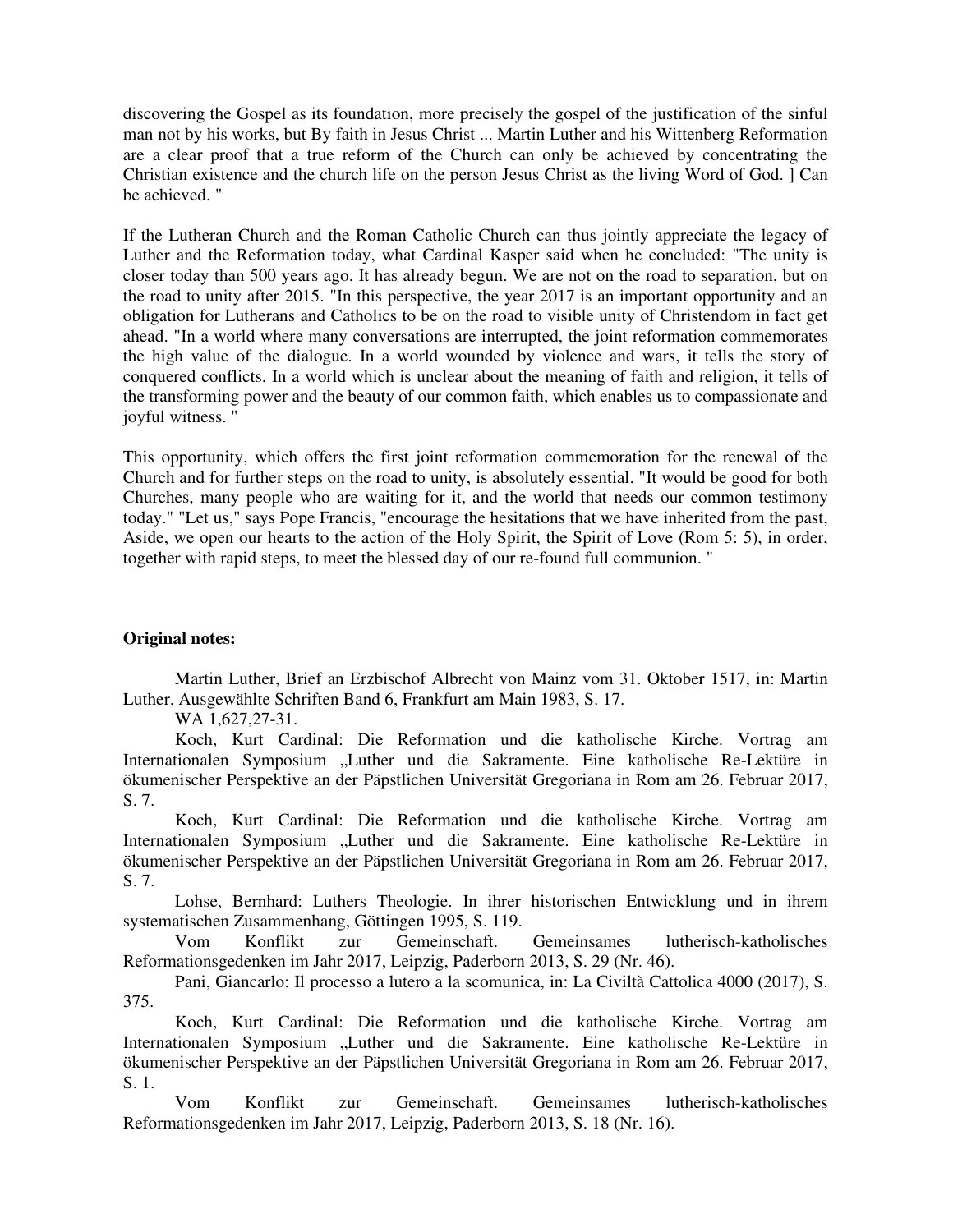discovering the Gospel as its foundation, more precisely the gospel of the justification of the sinful man not by his works, but By faith in Jesus Christ ... Martin Luther and his Wittenberg Reformation are a clear proof that a true reform of the Church can only be achieved by concentrating the Christian existence and the church life on the person Jesus Christ as the living Word of God. ] Can be achieved. "

If the Lutheran Church and the Roman Catholic Church can thus jointly appreciate the legacy of Luther and the Reformation today, what Cardinal Kasper said when he concluded: "The unity is closer today than 500 years ago. It has already begun. We are not on the road to separation, but on the road to unity after 2015. "In this perspective, the year 2017 is an important opportunity and an obligation for Lutherans and Catholics to be on the road to visible unity of Christendom in fact get ahead. "In a world where many conversations are interrupted, the joint reformation commemorates the high value of the dialogue. In a world wounded by violence and wars, it tells the story of conquered conflicts. In a world which is unclear about the meaning of faith and religion, it tells of the transforming power and the beauty of our common faith, which enables us to compassionate and joyful witness. "

This opportunity, which offers the first joint reformation commemoration for the renewal of the Church and for further steps on the road to unity, is absolutely essential. "It would be good for both Churches, many people who are waiting for it, and the world that needs our common testimony today." "Let us," says Pope Francis, "encourage the hesitations that we have inherited from the past, Aside, we open our hearts to the action of the Holy Spirit, the Spirit of Love (Rom 5: 5), in order, together with rapid steps, to meet the blessed day of our re-found full communion. "

**Original notes:**

Martin Luther, Brief an Erzbischof Albrecht von Mainz vom 31. Oktober 1517, in: Martin Luther. Ausgewählte Schriften Band 6, Frankfurt am Main 1983, S. 17.

WA 1,627,27-31.

Koch, Kurt Cardinal: Die Reformation und die katholische Kirche. Vortrag am Internationalen Symposium „Luther und die Sakramente. Eine katholische Re-Lektüre in ökumenischer Perspektive an der Päpstlichen Universität Gregoriana in Rom am 26. Februar 2017, S. 7.

Koch, Kurt Cardinal: Die Reformation und die katholische Kirche. Vortrag am Internationalen Symposium „Luther und die Sakramente. Eine katholische Re-Lektüre in ökumenischer Perspektive an der Päpstlichen Universität Gregoriana in Rom am 26. Februar 2017, S. 7.

Lohse, Bernhard: Luthers Theologie. In ihrer historischen Entwicklung und in ihrem systematischen Zusammenhang, Göttingen 1995, S. 119.

Vom Konflikt zur Gemeinschaft. Gemeinsames lutherisch-katholisches Reformationsgedenken im Jahr 2017, Leipzig, Paderborn 2013, S. 29 (Nr. 46).

Pani, Giancarlo: Il processo a lutero a la scomunica, in: La Civiltà Cattolica 4000 (2017), S. 375.

Koch, Kurt Cardinal: Die Reformation und die katholische Kirche. Vortrag am Internationalen Symposium „Luther und die Sakramente. Eine katholische Re-Lektüre in ökumenischer Perspektive an der Päpstlichen Universität Gregoriana in Rom am 26. Februar 2017, S. 1.

Vom Konflikt zur Gemeinschaft. Gemeinsames lutherisch-katholisches Reformationsgedenken im Jahr 2017, Leipzig, Paderborn 2013, S. 18 (Nr. 16).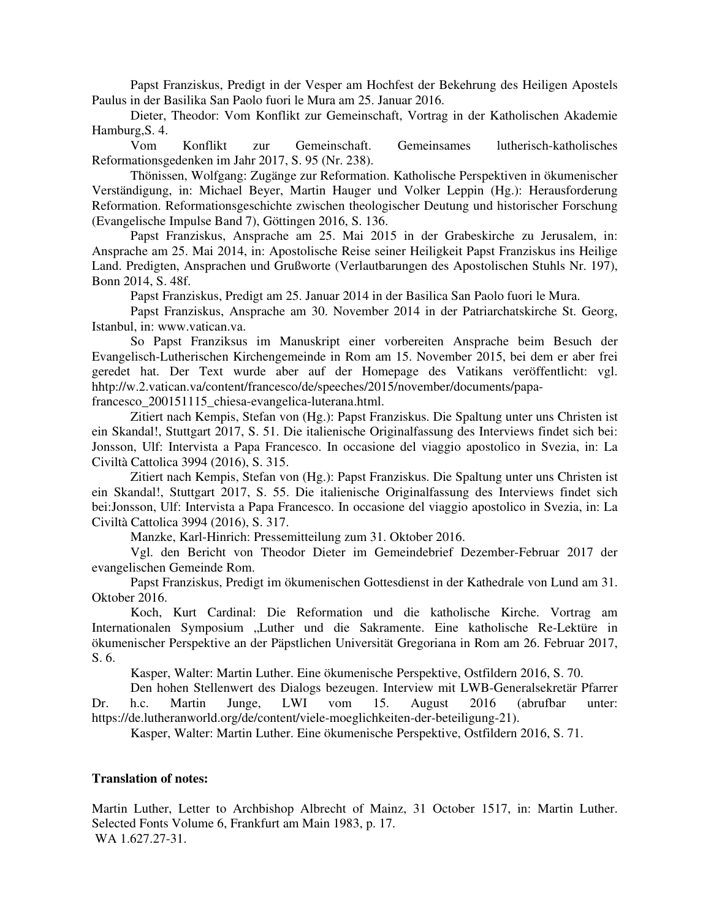Papst Franziskus, Predigt in der Vesper am Hochfest der Bekehrung des Heiligen Apostels Paulus in der Basilika San Paolo fuori le Mura am 25. Januar 2016.

Dieter, Theodor: Vom Konflikt zur Gemeinschaft, Vortrag in der Katholischen Akademie Hamburg,S. 4.

Vom Konflikt zur Gemeinschaft. Gemeinsames lutherisch-katholisches Reformationsgedenken im Jahr 2017, S. 95 (Nr. 238).

Thönissen, Wolfgang: Zugänge zur Reformation. Katholische Perspektiven in ökumenischer Verständigung, in: Michael Beyer, Martin Hauger und Volker Leppin (Hg.): Herausforderung Reformation. Reformationsgeschichte zwischen theologischer Deutung und historischer Forschung (Evangelische Impulse Band 7), Göttingen 2016, S. 136.

Papst Franziskus, Ansprache am 25. Mai 2015 in der Grabeskirche zu Jerusalem, in: Ansprache am 25. Mai 2014, in: Apostolische Reise seiner Heiligkeit Papst Franziskus ins Heilige Land. Predigten, Ansprachen und Grußworte (Verlautbarungen des Apostolischen Stuhls Nr. 197), Bonn 2014, S. 48f.

Papst Franziskus, Predigt am 25. Januar 2014 in der Basilica San Paolo fuori le Mura.

Papst Franziskus, Ansprache am 30. November 2014 in der Patriarchatskirche St. Georg, Istanbul, in: www.vatican.va.

So Papst Franziksus im Manuskript einer vorbereiten Ansprache beim Besuch der Evangelisch-Lutherischen Kirchengemeinde in Rom am 15. November 2015, bei dem er aber frei geredet hat. Der Text wurde aber auf der Homepage des Vatikans veröffentlicht: vgl. hhtp://w.2.vatican.va/content/francesco/de/speeches/2015/november/documents/papa-francesco_200151115_chiesa-evangelica-luterana.html.

Zitiert nach Kempis, Stefan von (Hg.): Papst Franziskus. Die Spaltung unter uns Christen ist ein Skandal!, Stuttgart 2017, S. 51. Die italienische Originalfassung des Interviews findet sich bei: Jonsson, Ulf: Intervista a Papa Francesco. In occasione del viaggio apostolico in Svezia, in: La Civiltà Cattolica 3994 (2016), S. 315.

Zitiert nach Kempis, Stefan von (Hg.): Papst Franziskus. Die Spaltung unter uns Christen ist ein Skandal!, Stuttgart 2017, S. 55. Die italienische Originalfassung des Interviews findet sich bei:Jonsson, Ulf: Intervista a Papa Francesco. In occasione del viaggio apostolico in Svezia, in: La Civiltà Cattolica 3994 (2016), S. 317.

Manzke, Karl-Hinrich: Pressemitteilung zum 31. Oktober 2016.

Vgl. den Bericht von Theodor Dieter im Gemeindebrief Dezember-Februar 2017 der evangelischen Gemeinde Rom.

Papst Franziskus, Predigt im ökumenischen Gottesdienst in der Kathedrale von Lund am 31. Oktober 2016.

Koch, Kurt Cardinal: Die Reformation und die katholische Kirche. Vortrag am Internationalen Symposium „Luther und die Sakramente. Eine katholische Re-Lektüre in ökumenischer Perspektive an der Päpstlichen Universität Gregoriana in Rom am 26. Februar 2017, S. 6.

Kasper, Walter: Martin Luther. Eine ökumenische Perspektive, Ostfildern 2016, S. 70.

Den hohen Stellenwert des Dialogs bezeugen. Interview mit LWB-Generalsekretär Pfarrer Dr. h.c. Martin Junge, LWI vom 15. August 2016 (abrufbar unter: https://de.lutheranworld.org/de/content/viele-moeglichkeiten-der-beteiligung-21).

Kasper, Walter: Martin Luther. Eine ökumenische Perspektive, Ostfildern 2016, S. 71.

**Translation of notes:**

Martin Luther, Letter to Archbishop Albrecht of Mainz, 31 October 1517, in: Martin Luther. Selected Fonts Volume 6, Frankfurt am Main 1983, p. 17.

WA 1.627.27-31.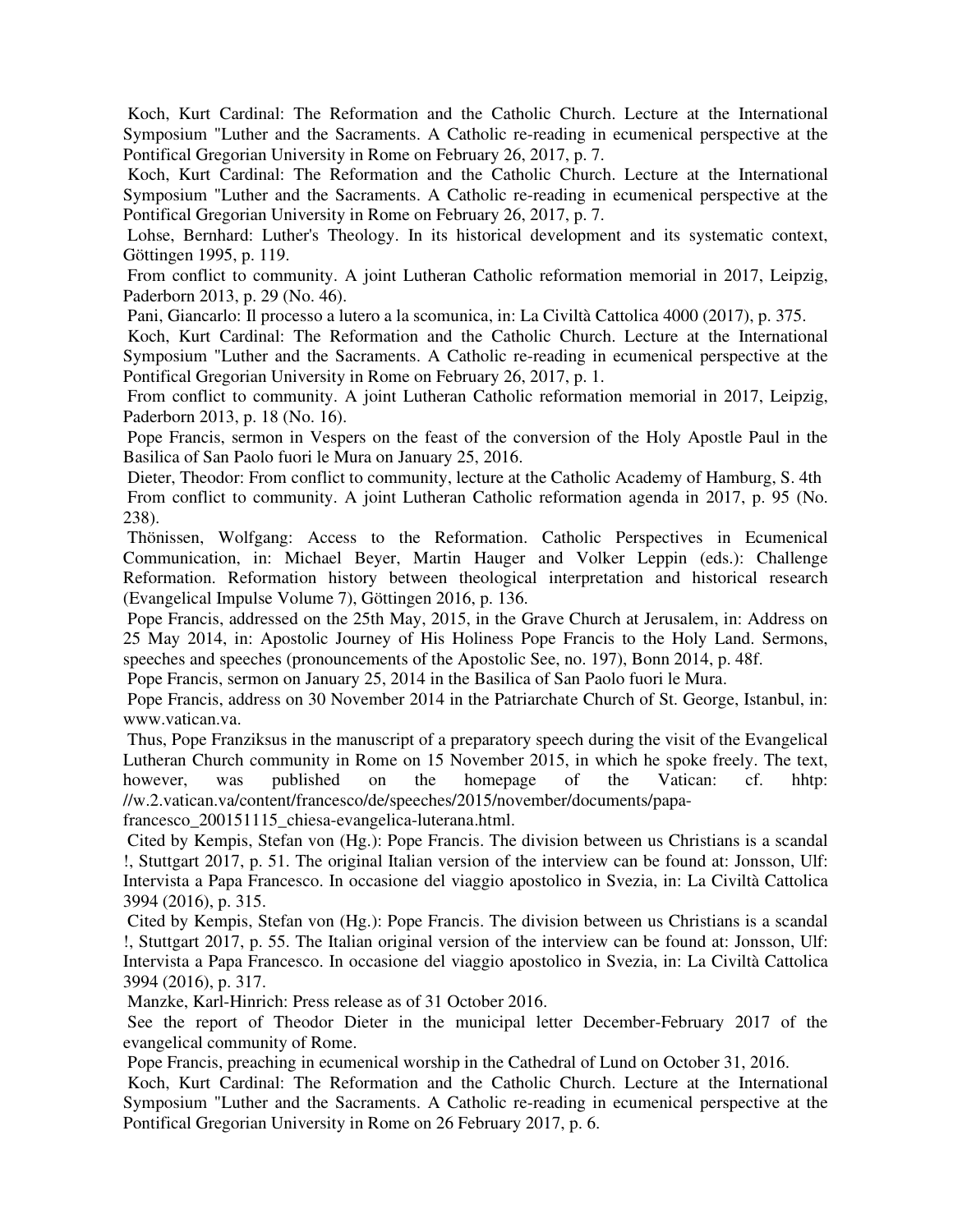Koch, Kurt Cardinal: The Reformation and the Catholic Church. Lecture at the International Symposium "Luther and the Sacraments. A Catholic re-reading in ecumenical perspective at the Pontifical Gregorian University in Rome on February 26, 2017, p. 7.

Koch, Kurt Cardinal: The Reformation and the Catholic Church. Lecture at the International Symposium "Luther and the Sacraments. A Catholic re-reading in ecumenical perspective at the Pontifical Gregorian University in Rome on February 26, 2017, p. 7.

Lohse, Bernhard: Luther's Theology. In its historical development and its systematic context, Göttingen 1995, p. 119.

From conflict to community. A joint Lutheran Catholic reformation memorial in 2017, Leipzig, Paderborn 2013, p. 29 (No. 46).

Pani, Giancarlo: Il processo a lutero a la scomunica, in: La Civiltà Cattolica 4000 (2017), p. 375.

Koch, Kurt Cardinal: The Reformation and the Catholic Church. Lecture at the International Symposium "Luther and the Sacraments. A Catholic re-reading in ecumenical perspective at the Pontifical Gregorian University in Rome on February 26, 2017, p. 1.

From conflict to community. A joint Lutheran Catholic reformation memorial in 2017, Leipzig, Paderborn 2013, p. 18 (No. 16).

Pope Francis, sermon in Vespers on the feast of the conversion of the Holy Apostle Paul in the Basilica of San Paolo fuori le Mura on January 25, 2016.

Dieter, Theodor: From conflict to community, lecture at the Catholic Academy of Hamburg, S. 4th

From conflict to community. A joint Lutheran Catholic reformation agenda in 2017, p. 95 (No. 238).

Thönissen, Wolfgang: Access to the Reformation. Catholic Perspectives in Ecumenical Communication, in: Michael Beyer, Martin Hauger and Volker Leppin (eds.): Challenge Reformation. Reformation history between theological interpretation and historical research (Evangelical Impulse Volume 7), Göttingen 2016, p. 136.

Pope Francis, addressed on the 25th May, 2015, in the Grave Church at Jerusalem, in: Address on 25 May 2014, in: Apostolic Journey of His Holiness Pope Francis to the Holy Land. Sermons, speeches and speeches (pronouncements of the Apostolic See, no. 197), Bonn 2014, p. 48f.

Pope Francis, sermon on January 25, 2014 in the Basilica of San Paolo fuori le Mura.

Pope Francis, address on 30 November 2014 in the Patriarchate Church of St. George, Istanbul, in: www.vatican.va.

Thus, Pope Franziksus in the manuscript of a preparatory speech during the visit of the Evangelical Lutheran Church community in Rome on 15 November 2015, in which he spoke freely. The text, however, was published on the homepage of the Vatican: cf. hhtp: //w.2.vatican.va/content/francesco/de/speeches/2015/november/documents/papa-francesco_200151115_chiesa-evangelica-luterana.html.

Cited by Kempis, Stefan von (Hg.): Pope Francis. The division between us Christians is a scandal !, Stuttgart 2017, p. 51. The original Italian version of the interview can be found at: Jonsson, Ulf: Intervista a Papa Francesco. In occasione del viaggio apostolico in Svezia, in: La Civiltà Cattolica 3994 (2016), p. 315.

Cited by Kempis, Stefan von (Hg.): Pope Francis. The division between us Christians is a scandal !, Stuttgart 2017, p. 55. The Italian original version of the interview can be found at: Jonsson, Ulf: Intervista a Papa Francesco. In occasione del viaggio apostolico in Svezia, in: La Civiltà Cattolica 3994 (2016), p. 317.

Manzke, Karl-Hinrich: Press release as of 31 October 2016.

See the report of Theodor Dieter in the municipal letter December-February 2017 of the evangelical community of Rome.

Pope Francis, preaching in ecumenical worship in the Cathedral of Lund on October 31, 2016.

Koch, Kurt Cardinal: The Reformation and the Catholic Church. Lecture at the International Symposium "Luther and the Sacraments. A Catholic re-reading in ecumenical perspective at the Pontifical Gregorian University in Rome on 26 February 2017, p. 6.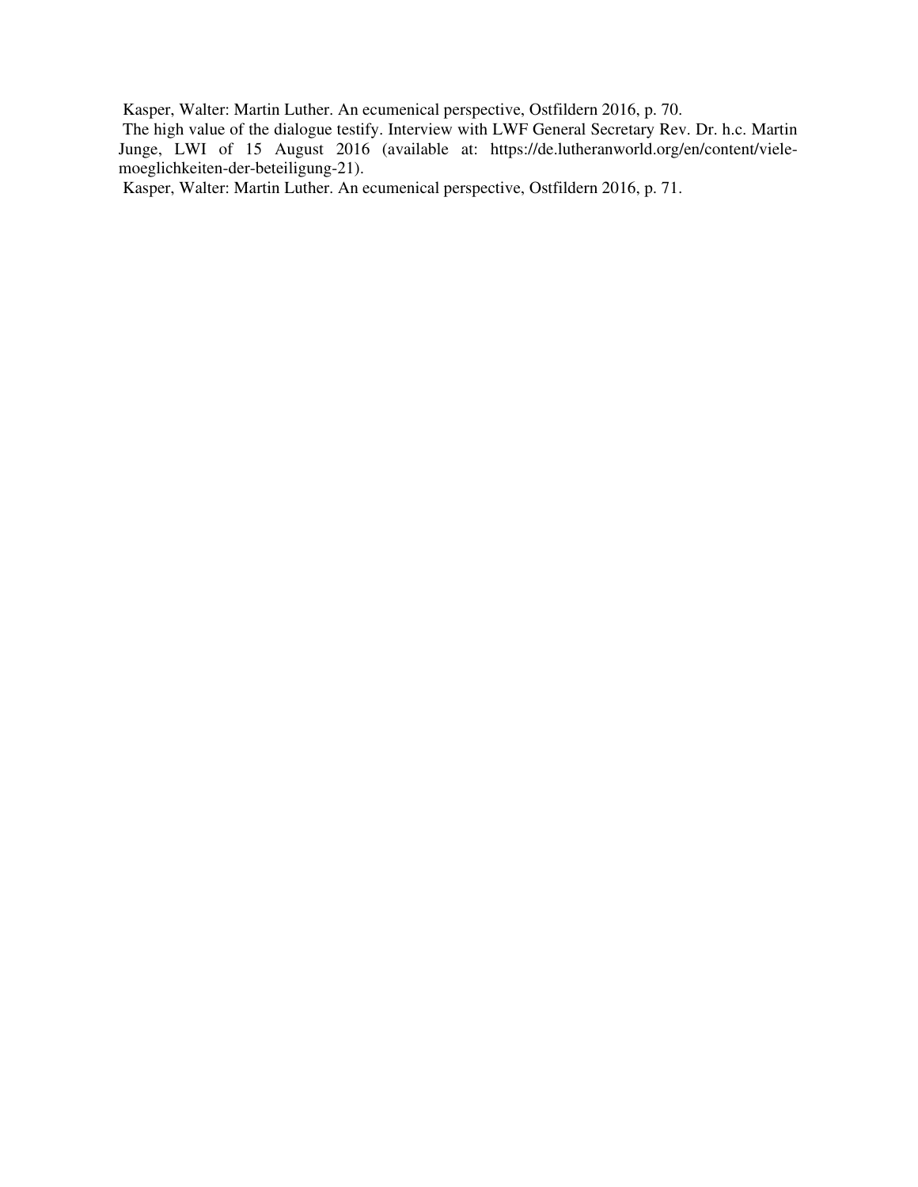Kasper, Walter: Martin Luther. An ecumenical perspective, Ostfildern 2016, p. 70.

The high value of the dialogue testify. Interview with LWF General Secretary Rev. Dr. h.c. Martin Junge, LWI of 15 August 2016 (available at: https://de.lutheranworld.org/en/content/viele-moeglichkeiten-der-beteiligung-21).

Kasper, Walter: Martin Luther. An ecumenical perspective, Ostfildern 2016, p. 71.